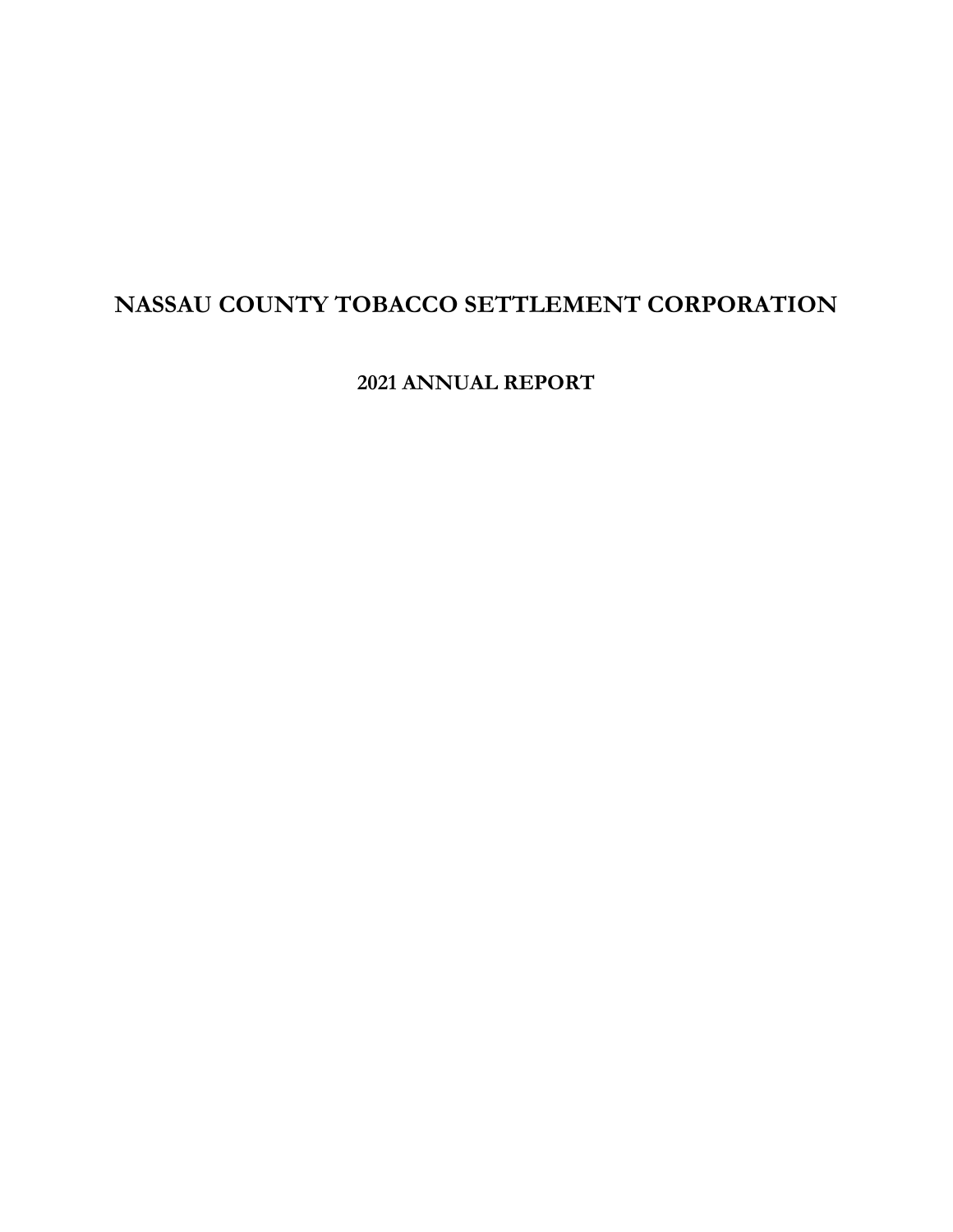# NASSAU COUNTY TOBACCO SETTLEMENT CORPORATION

## 2021 ANNUAL REPORT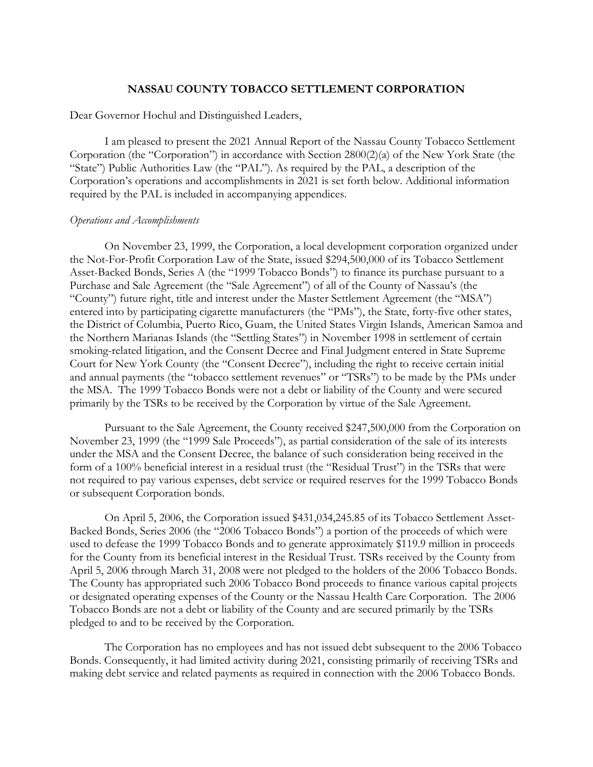**NASSAU COUNTY TOBACCO SETTLEMENT CORPORATION**

Dear Governor Hochul and Distinguished Leaders,

I am pleased to present the 2021 Annual Report of the Nassau County Tobacco Settlement Corporation (the "Corporation") in accordance with Section 2800(2)(a) of the New York State (the "State") Public Authorities Law (the "PAL"). As required by the PAL, a description of the Corporation's operations and accomplishments in 2021 is set forth below. Additional information required by the PAL is included in accompanying appendices.

*Operations and Accomplishments*

On November 23, 1999, the Corporation, a local development corporation organized under the Not-For-Profit Corporation Law of the State, issued $294,500,000 of its Tobacco Settlement Asset-Backed Bonds, Series A (the "1999 Tobacco Bonds") to finance its purchase pursuant to a Purchase and Sale Agreement (the "Sale Agreement") of all of the County of Nassau's (the "County") future right, title and interest under the Master Settlement Agreement (the "MSA") entered into by participating cigarette manufacturers (the "PMs"), the State, forty-five other states, the District of Columbia, Puerto Rico, Guam, the United States Virgin Islands, American Samoa and the Northern Marianas Islands (the "Settling States") in November 1998 in settlement of certain smoking-related litigation, and the Consent Decree and Final Judgment entered in State Supreme Court for New York County (the "Consent Decree"), including the right to receive certain initial and annual payments (the "tobacco settlement revenues" or "TSRs") to be made by the PMs under the MSA. The 1999 Tobacco Bonds were not a debt or liability of the County and were secured primarily by the TSRs to be received by the Corporation by virtue of the Sale Agreement.

Pursuant to the Sale Agreement, the County received $247,500,000 from the Corporation on November 23, 1999 (the "1999 Sale Proceeds"), as partial consideration of the sale of its interests under the MSA and the Consent Decree, the balance of such consideration being received in the form of a 100% beneficial interest in a residual trust (the "Residual Trust") in the TSRs that were not required to pay various expenses, debt service or required reserves for the 1999 Tobacco Bonds or subsequent Corporation bonds.

On April 5, 2006, the Corporation issued $431,034,245.85 of its Tobacco Settlement Asset-Backed Bonds, Series 2006 (the "2006 Tobacco Bonds") a portion of the proceeds of which were used to defease the 1999 Tobacco Bonds and to generate approximately $119.9 million in proceeds for the County from its beneficial interest in the Residual Trust. TSRs received by the County from April 5, 2006 through March 31, 2008 were not pledged to the holders of the 2006 Tobacco Bonds. The County has appropriated such 2006 Tobacco Bond proceeds to finance various capital projects or designated operating expenses of the County or the Nassau Health Care Corporation. The 2006 Tobacco Bonds are not a debt or liability of the County and are secured primarily by the TSRs pledged to and to be received by the Corporation.

The Corporation has no employees and has not issued debt subsequent to the 2006 Tobacco Bonds. Consequently, it had limited activity during 2021, consisting primarily of receiving TSRs and making debt service and related payments as required in connection with the 2006 Tobacco Bonds.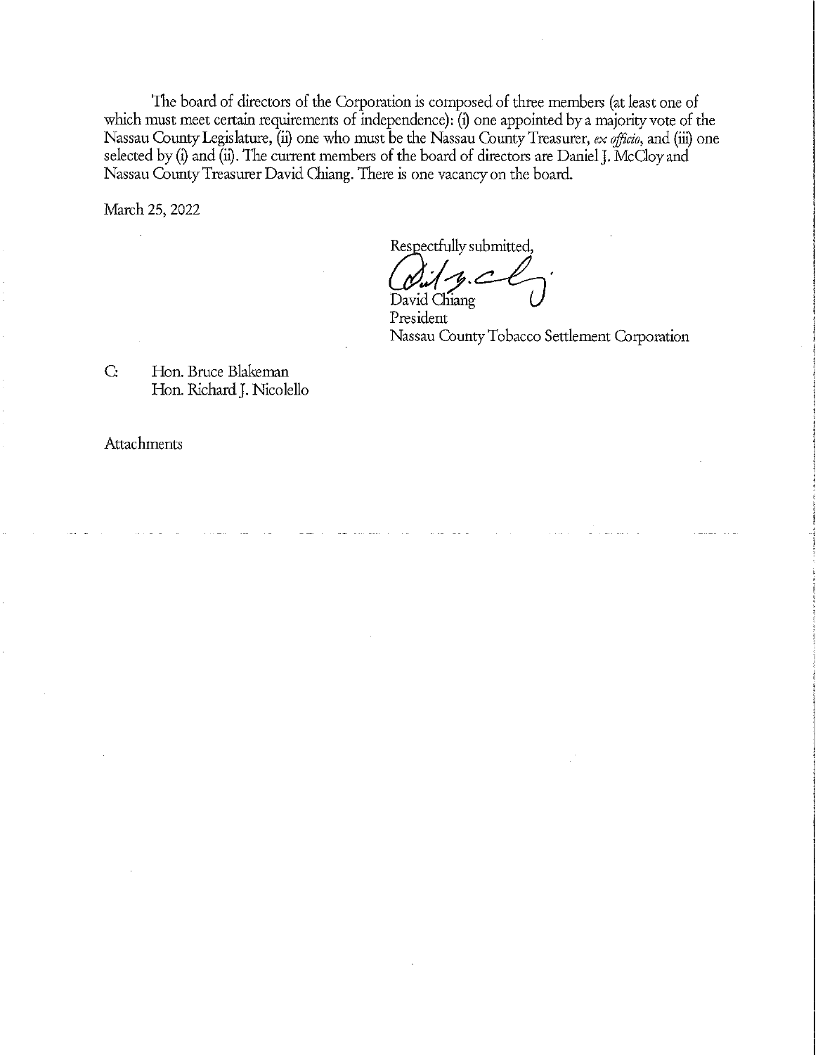The board of directors of the Corporation is composed of three members (at least one of which must meet certain requirements of independence): (i) one appointed by a majority vote of the Nassau County Legislature, (ii) one who must be the Nassau County Treasurer, *ex officio*, and (iii) one selected by (i) and (ii). The current members of the board of directors are Daniel J. McCloy and Nassau County Treasurer David Chiang. There is one vacancy on the board.

March 25, 2022

Respectfully submitted,

David Chiang
President
Nassau County Tobacco Settlement Corporation

C: Hon. Bruce Blakeman
Hon. Richard J. Nicolello

Attachments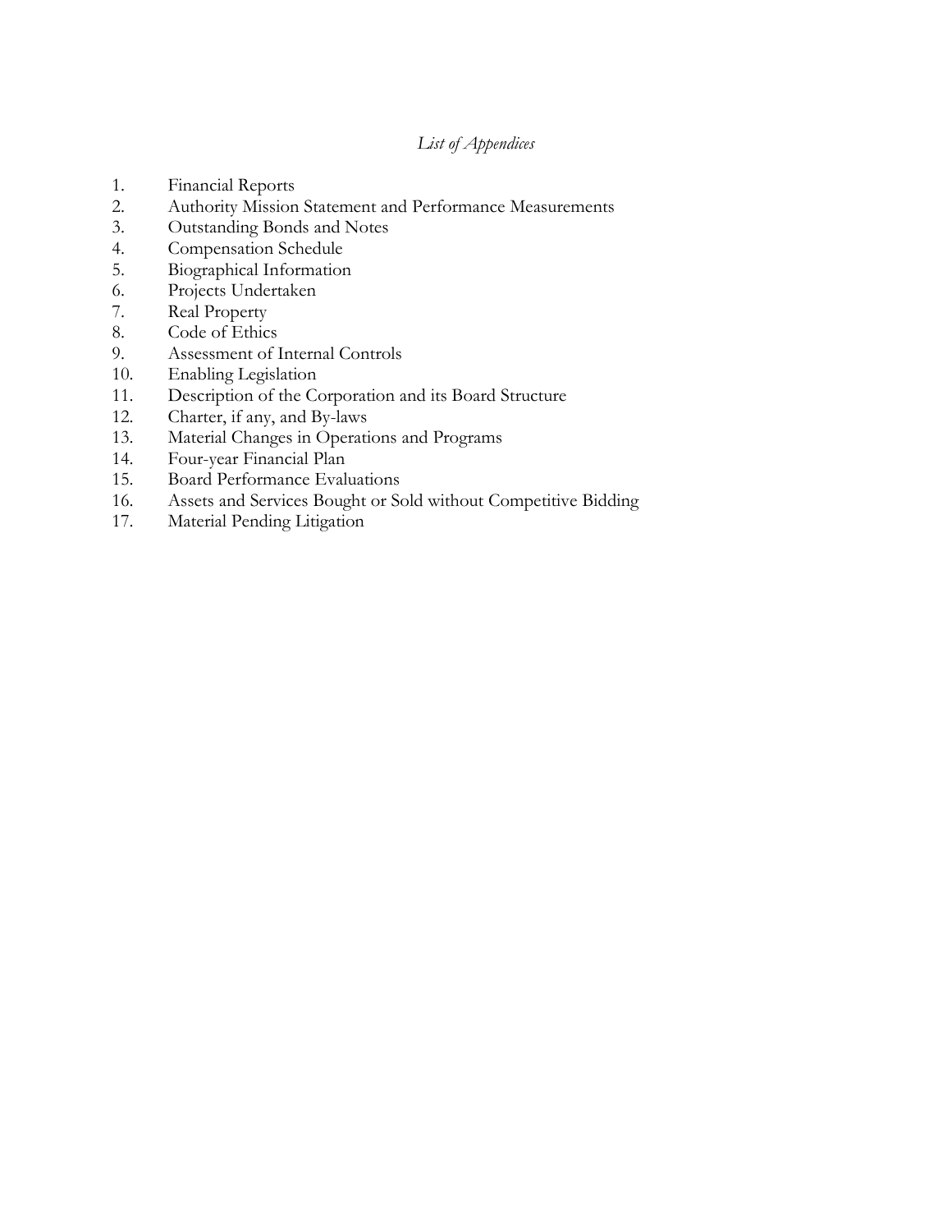*List of Appendices*

1. Financial Reports
2. Authority Mission Statement and Performance Measurements
3. Outstanding Bonds and Notes
4. Compensation Schedule
5. Biographical Information
6. Projects Undertaken
7. Real Property
8. Code of Ethics
9. Assessment of Internal Controls
10. Enabling Legislation
11. Description of the Corporation and its Board Structure
12. Charter, if any, and By-laws
13. Material Changes in Operations and Programs
14. Four-year Financial Plan
15. Board Performance Evaluations
16. Assets and Services Bought or Sold without Competitive Bidding
17. Material Pending Litigation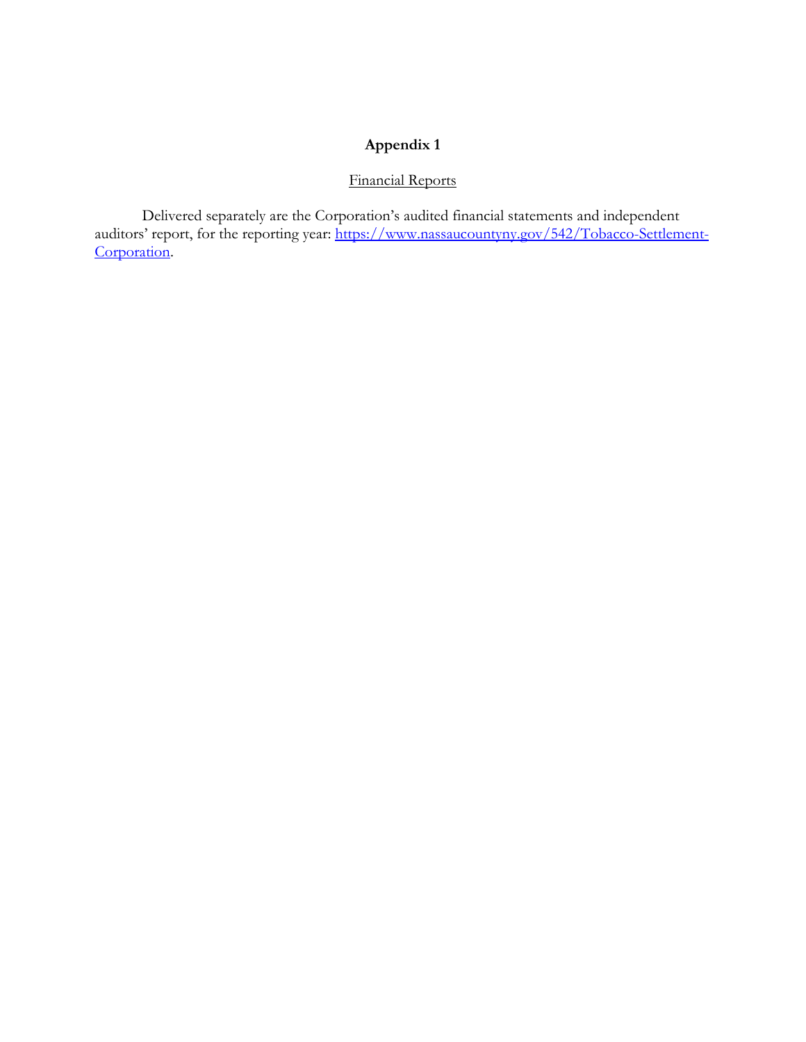# Appendix 1

Financial Reports

Delivered separately are the Corporation's audited financial statements and independent auditors' report, for the reporting year: [https://www.nassaucountyny.gov/542/Tobacco-Settlement-Corporation](https://www.nassaucountyny.gov/542/Tobacco-Settlement-Corporation).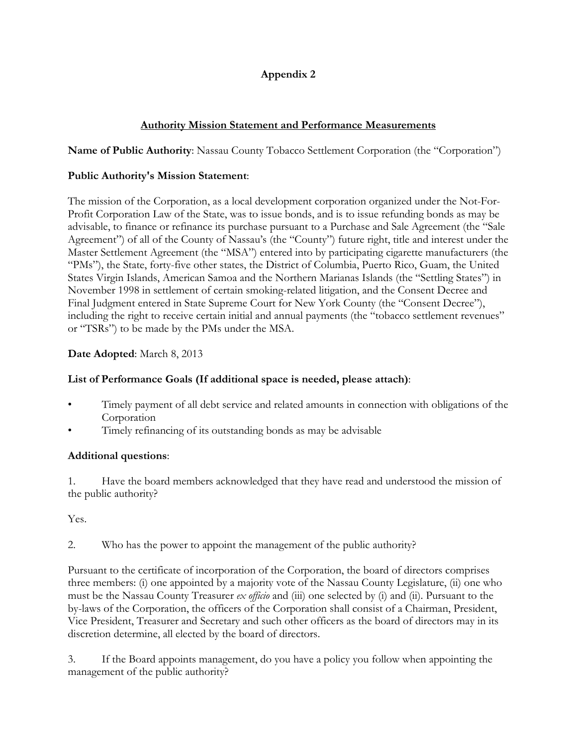## Appendix 2

### Authority Mission Statement and Performance Measurements

**Name of Public Authority**: Nassau County Tobacco Settlement Corporation (the "Corporation")

**Public Authority's Mission Statement**:

The mission of the Corporation, as a local development corporation organized under the Not-For-Profit Corporation Law of the State, was to issue bonds, and is to issue refunding bonds as may be advisable, to finance or refinance its purchase pursuant to a Purchase and Sale Agreement (the "Sale Agreement") of all of the County of Nassau's (the "County") future right, title and interest under the Master Settlement Agreement (the "MSA") entered into by participating cigarette manufacturers (the "PMs"), the State, forty-five other states, the District of Columbia, Puerto Rico, Guam, the United States Virgin Islands, American Samoa and the Northern Marianas Islands (the "Settling States") in November 1998 in settlement of certain smoking-related litigation, and the Consent Decree and Final Judgment entered in State Supreme Court for New York County (the "Consent Decree"), including the right to receive certain initial and annual payments (the "tobacco settlement revenues" or "TSRs") to be made by the PMs under the MSA.

**Date Adopted**: March 8, 2013

**List of Performance Goals (If additional space is needed, please attach)**:

- Timely payment of all debt service and related amounts in connection with obligations of the Corporation
- Timely refinancing of its outstanding bonds as may be advisable

**Additional questions**:

1. Have the board members acknowledged that they have read and understood the mission of the public authority?

Yes.

2. Who has the power to appoint the management of the public authority?

Pursuant to the certificate of incorporation of the Corporation, the board of directors comprises three members: (i) one appointed by a majority vote of the Nassau County Legislature, (ii) one who must be the Nassau County Treasurer *ex officio* and (iii) one selected by (i) and (ii). Pursuant to the by-laws of the Corporation, the officers of the Corporation shall consist of a Chairman, President, Vice President, Treasurer and Secretary and such other officers as the board of directors may in its discretion determine, all elected by the board of directors.

3. If the Board appoints management, do you have a policy you follow when appointing the management of the public authority?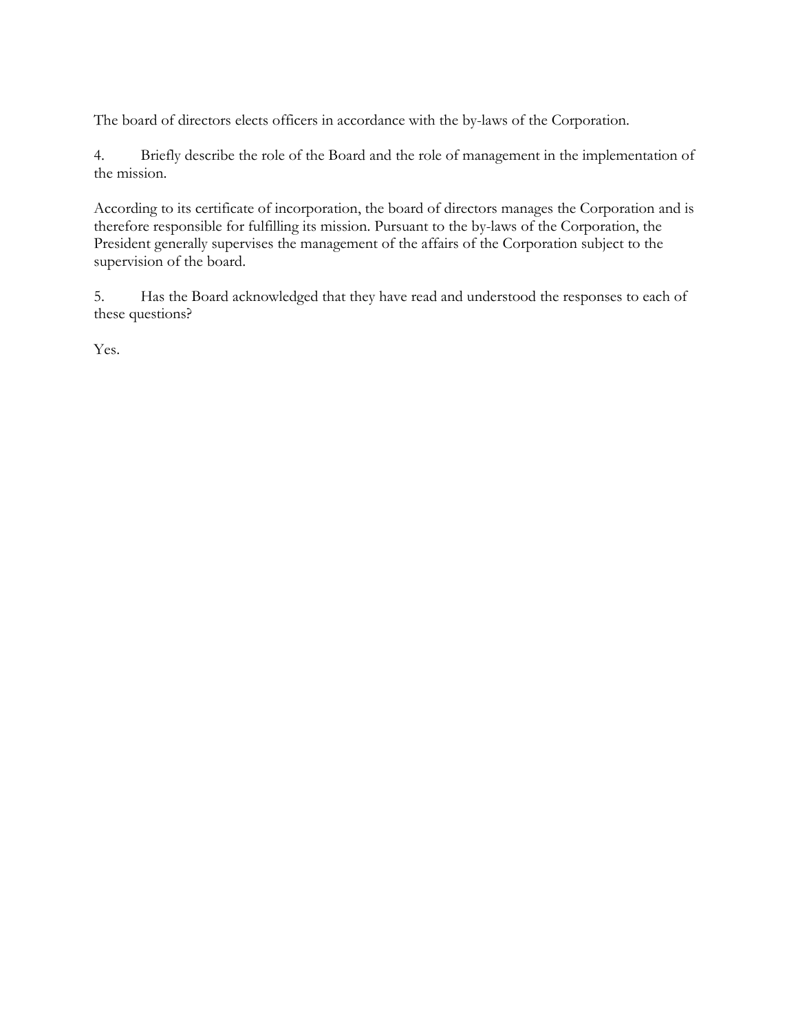The board of directors elects officers in accordance with the by-laws of the Corporation.

4. Briefly describe the role of the Board and the role of management in the implementation of the mission.

According to its certificate of incorporation, the board of directors manages the Corporation and is therefore responsible for fulfilling its mission. Pursuant to the by-laws of the Corporation, the President generally supervises the management of the affairs of the Corporation subject to the supervision of the board.

5. Has the Board acknowledged that they have read and understood the responses to each of these questions?

Yes.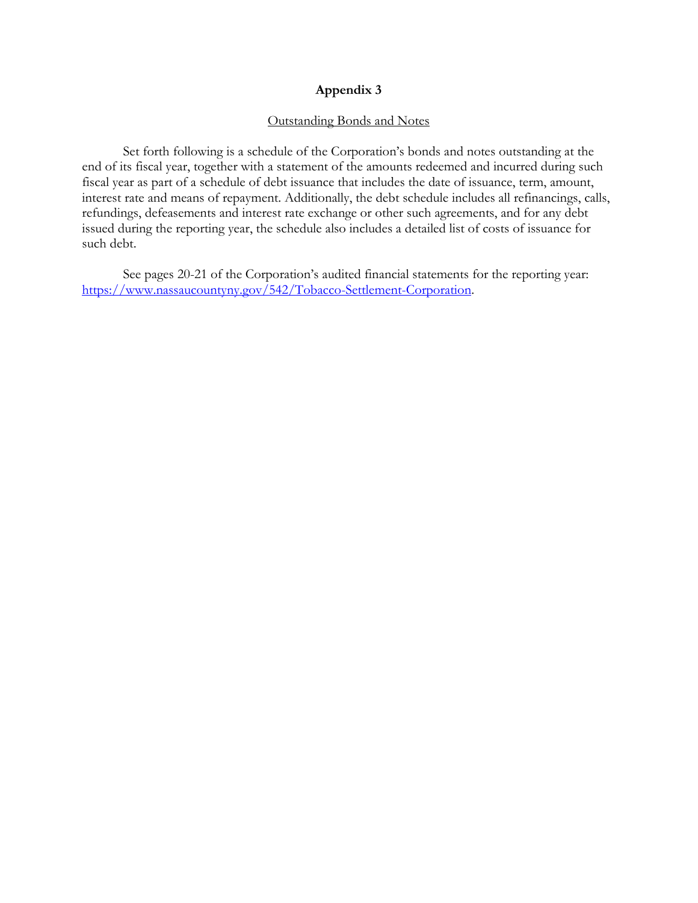# Appendix 3

<u>Outstanding Bonds and Notes</u>

Set forth following is a schedule of the Corporation's bonds and notes outstanding at the end of its fiscal year, together with a statement of the amounts redeemed and incurred during such fiscal year as part of a schedule of debt issuance that includes the date of issuance, term, amount, interest rate and means of repayment. Additionally, the debt schedule includes all refinancings, calls, refundings, defeasements and interest rate exchange or other such agreements, and for any debt issued during the reporting year, the schedule also includes a detailed list of costs of issuance for such debt.

See pages 20-21 of the Corporation's audited financial statements for the reporting year: [https://www.nassaucountyny.gov/542/Tobacco-Settlement-Corporation](https://www.nassaucountyny.gov/542/Tobacco-Settlement-Corporation).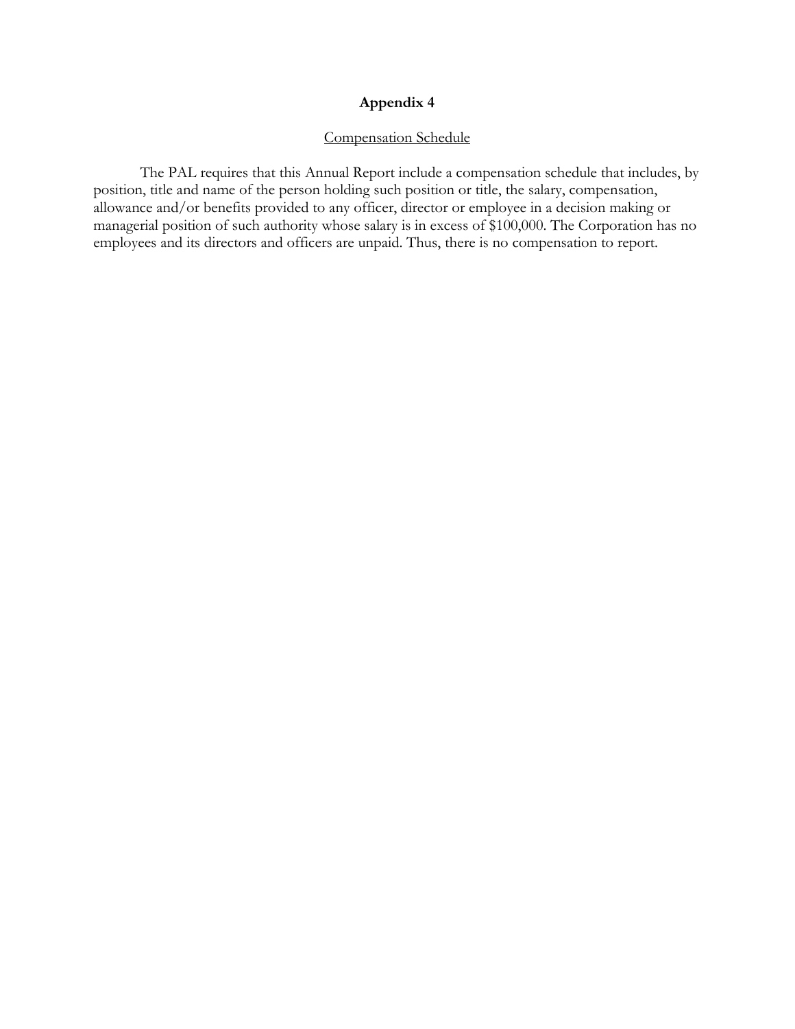# Appendix 4

Compensation Schedule

The PAL requires that this Annual Report include a compensation schedule that includes, by position, title and name of the person holding such position or title, the salary, compensation, allowance and/or benefits provided to any officer, director or employee in a decision making or managerial position of such authority whose salary is in excess of $100,000. The Corporation has no employees and its directors and officers are unpaid. Thus, there is no compensation to report.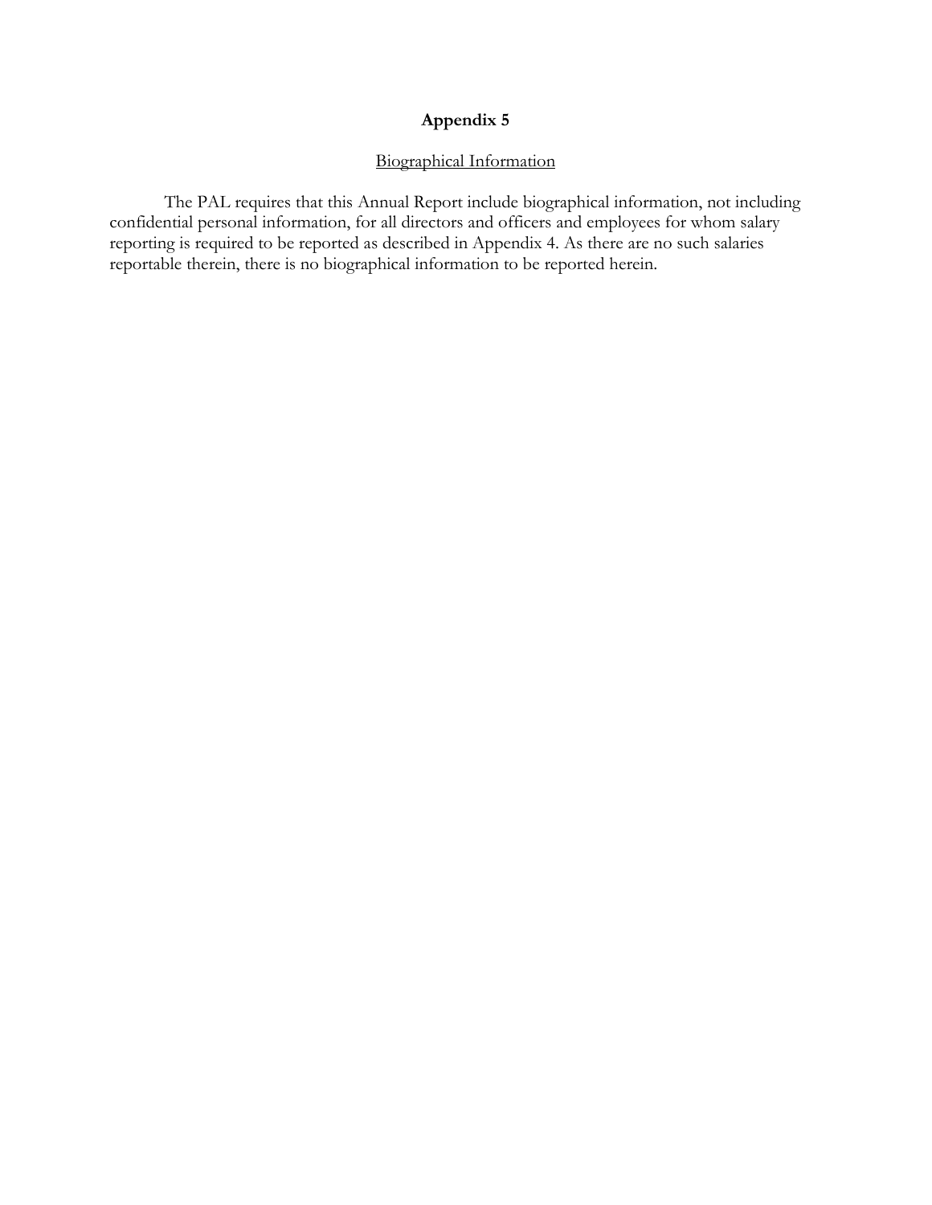# Appendix 5

## Biographical Information

The PAL requires that this Annual Report include biographical information, not including confidential personal information, for all directors and officers and employees for whom salary reporting is required to be reported as described in Appendix 4. As there are no such salaries reportable therein, there is no biographical information to be reported herein.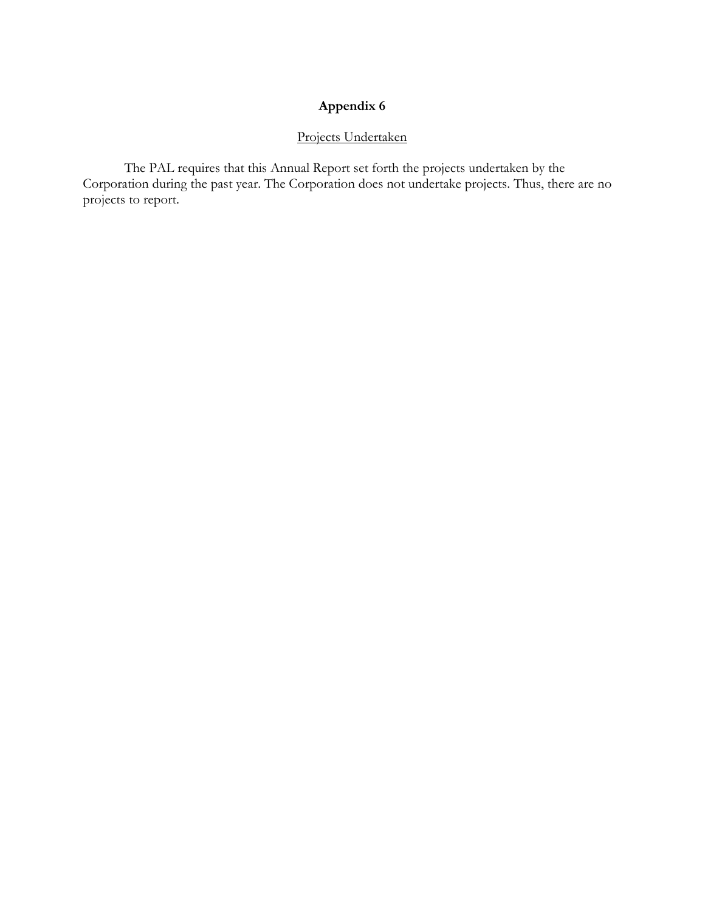# Appendix 6

Projects Undertaken

The PAL requires that this Annual Report set forth the projects undertaken by the Corporation during the past year. The Corporation does not undertake projects. Thus, there are no projects to report.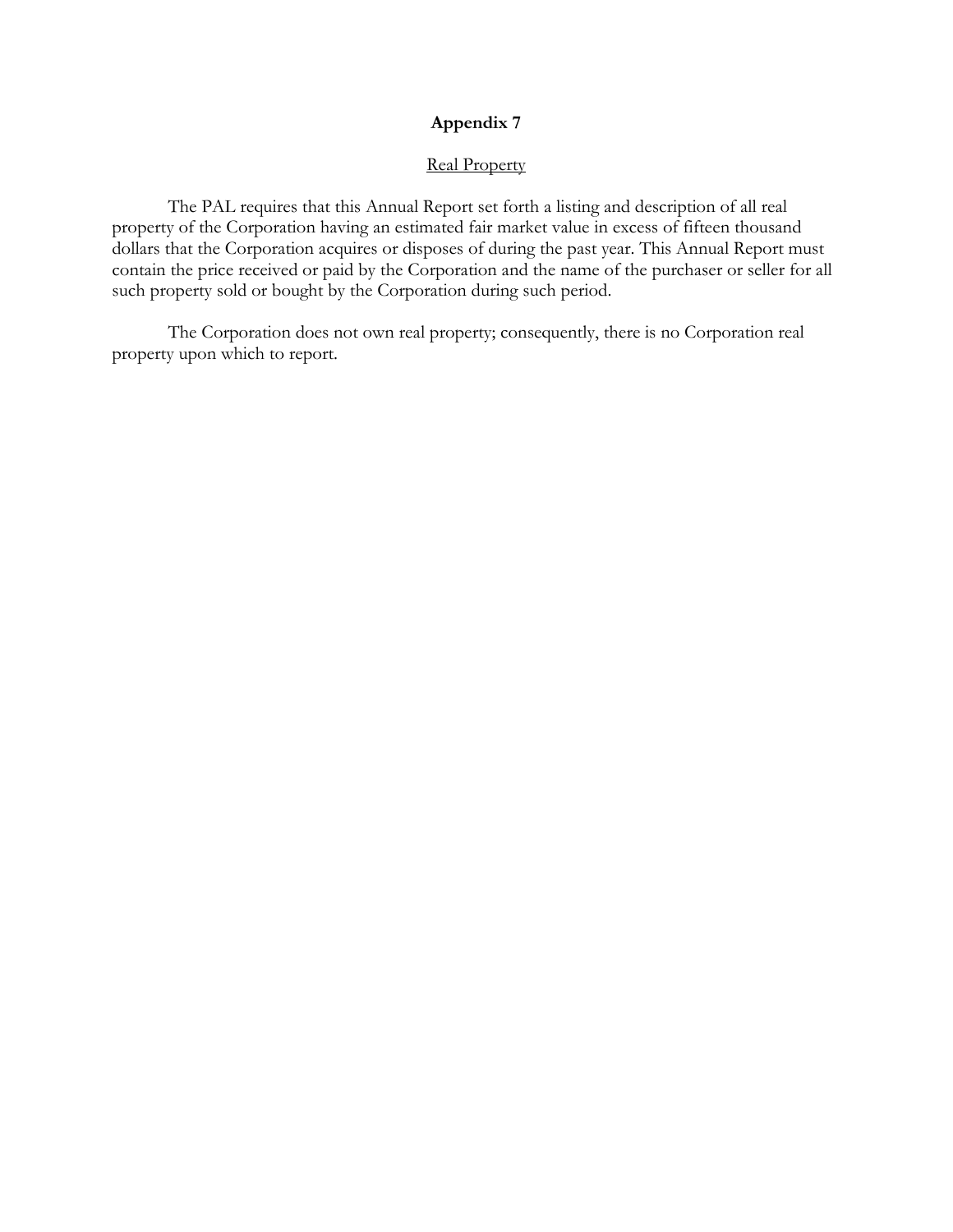# Appendix 7

## Real Property

The PAL requires that this Annual Report set forth a listing and description of all real property of the Corporation having an estimated fair market value in excess of fifteen thousand dollars that the Corporation acquires or disposes of during the past year. This Annual Report must contain the price received or paid by the Corporation and the name of the purchaser or seller for all such property sold or bought by the Corporation during such period.

The Corporation does not own real property; consequently, there is no Corporation real property upon which to report.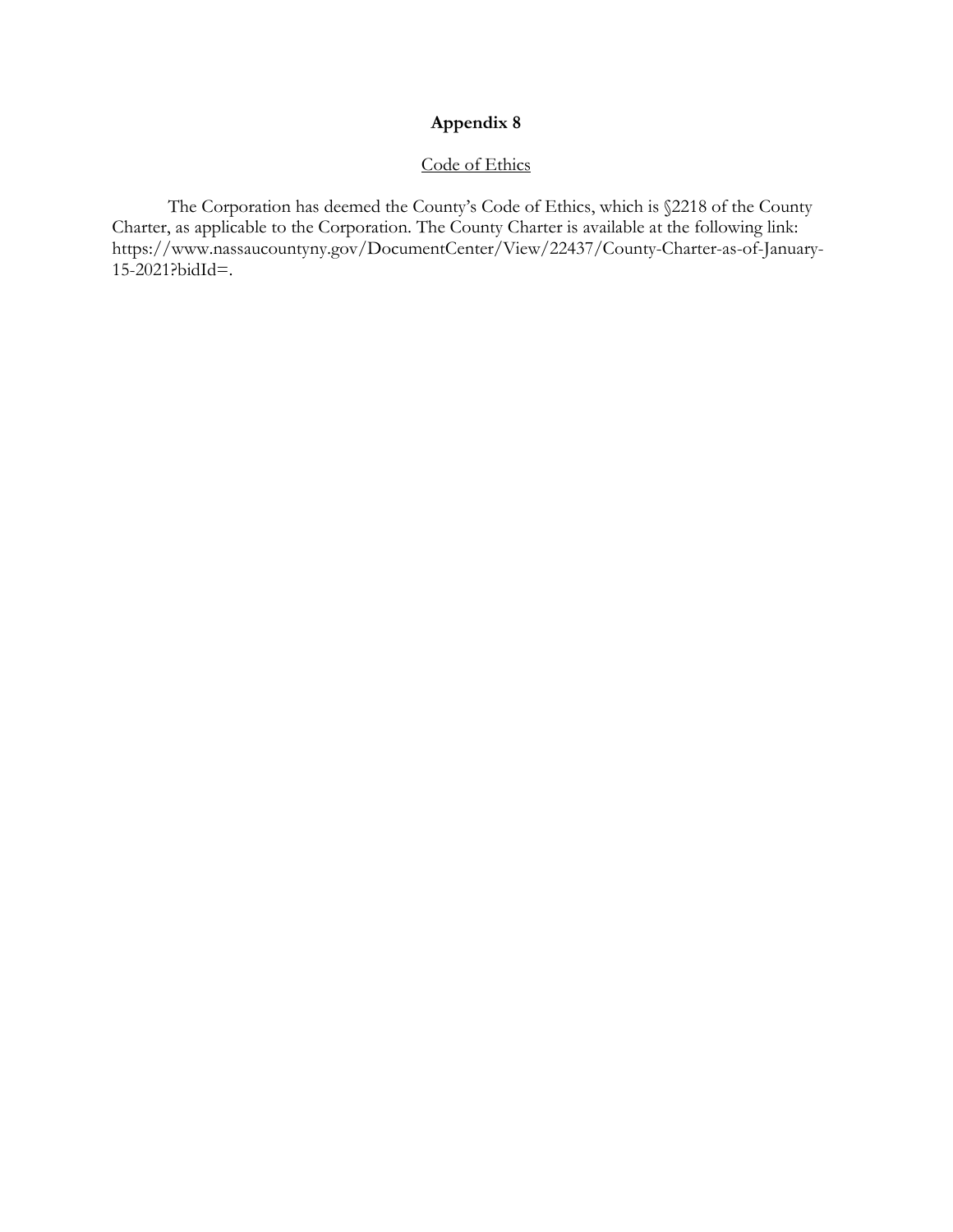# Appendix 8

<u>Code of Ethics</u>

The Corporation has deemed the County's Code of Ethics, which is §2218 of the County Charter, as applicable to the Corporation. The County Charter is available at the following link: https://www.nassaucountyny.gov/DocumentCenter/View/22437/County-Charter-as-of-January-15-2021?bidId=.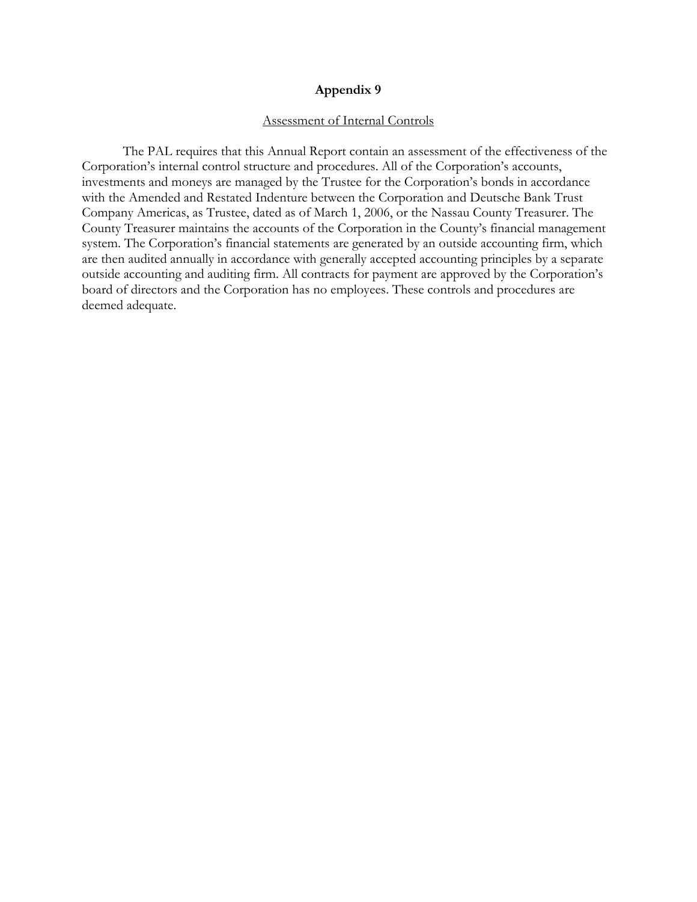# Appendix 9

Assessment of Internal Controls

The PAL requires that this Annual Report contain an assessment of the effectiveness of the Corporation's internal control structure and procedures. All of the Corporation's accounts, investments and moneys are managed by the Trustee for the Corporation's bonds in accordance with the Amended and Restated Indenture between the Corporation and Deutsche Bank Trust Company Americas, as Trustee, dated as of March 1, 2006, or the Nassau County Treasurer. The County Treasurer maintains the accounts of the Corporation in the County's financial management system. The Corporation's financial statements are generated by an outside accounting firm, which are then audited annually in accordance with generally accepted accounting principles by a separate outside accounting and auditing firm. All contracts for payment are approved by the Corporation's board of directors and the Corporation has no employees. These controls and procedures are deemed adequate.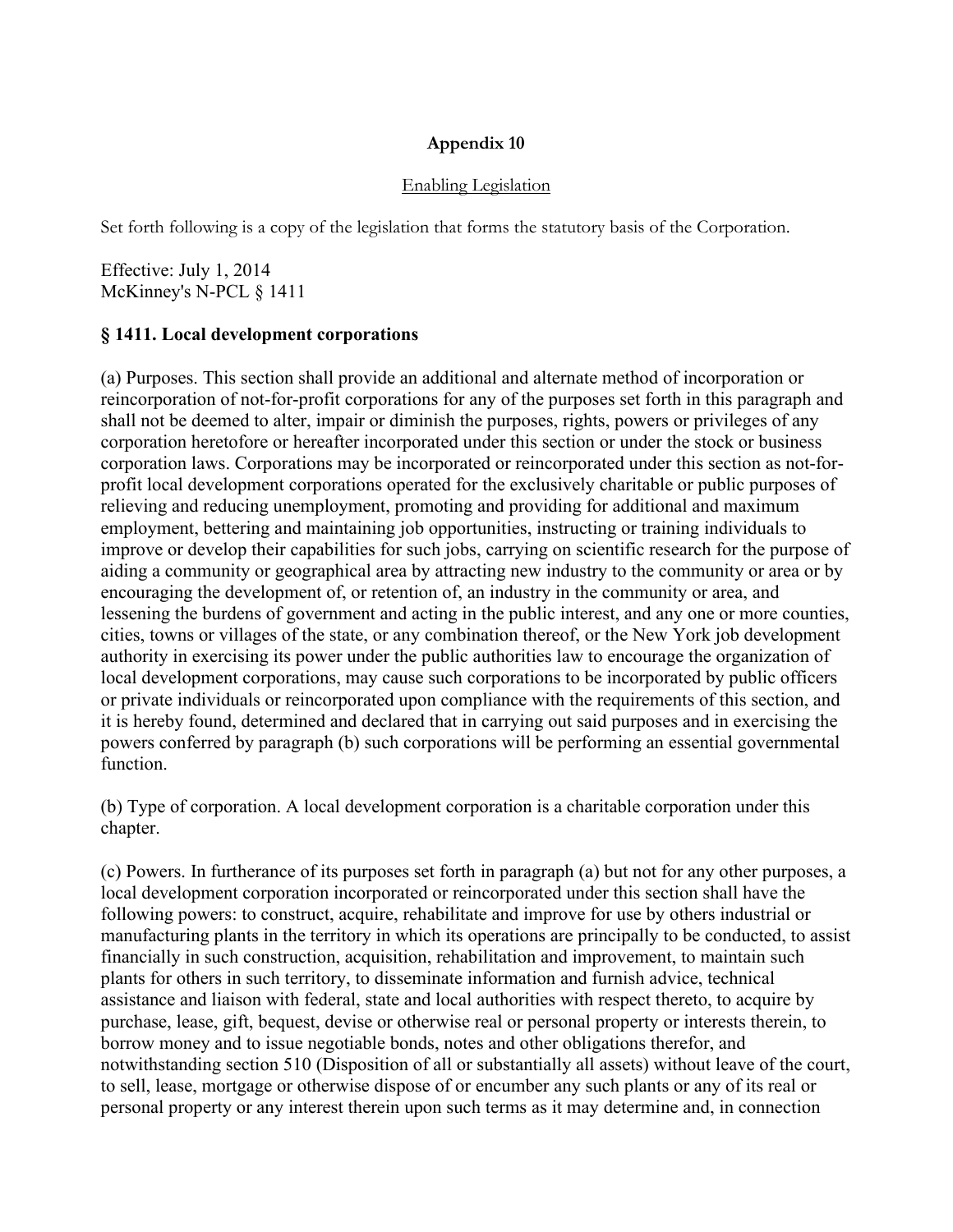**Appendix 10**

Enabling Legislation

Set forth following is a copy of the legislation that forms the statutory basis of the Corporation.

Effective: July 1, 2014
McKinney's N-PCL § 1411

### § 1411. Local development corporations

(a) Purposes. This section shall provide an additional and alternate method of incorporation or reincorporation of not-for-profit corporations for any of the purposes set forth in this paragraph and shall not be deemed to alter, impair or diminish the purposes, rights, powers or privileges of any corporation heretofore or hereafter incorporated under this section or under the stock or business corporation laws. Corporations may be incorporated or reincorporated under this section as not-for-profit local development corporations operated for the exclusively charitable or public purposes of relieving and reducing unemployment, promoting and providing for additional and maximum employment, bettering and maintaining job opportunities, instructing or training individuals to improve or develop their capabilities for such jobs, carrying on scientific research for the purpose of aiding a community or geographical area by attracting new industry to the community or area or by encouraging the development of, or retention of, an industry in the community or area, and lessening the burdens of government and acting in the public interest, and any one or more counties, cities, towns or villages of the state, or any combination thereof, or the New York job development authority in exercising its power under the public authorities law to encourage the organization of local development corporations, may cause such corporations to be incorporated by public officers or private individuals or reincorporated upon compliance with the requirements of this section, and it is hereby found, determined and declared that in carrying out said purposes and in exercising the powers conferred by paragraph (b) such corporations will be performing an essential governmental function.

(b) Type of corporation. A local development corporation is a charitable corporation under this chapter.

(c) Powers. In furtherance of its purposes set forth in paragraph (a) but not for any other purposes, a local development corporation incorporated or reincorporated under this section shall have the following powers: to construct, acquire, rehabilitate and improve for use by others industrial or manufacturing plants in the territory in which its operations are principally to be conducted, to assist financially in such construction, acquisition, rehabilitation and improvement, to maintain such plants for others in such territory, to disseminate information and furnish advice, technical assistance and liaison with federal, state and local authorities with respect thereto, to acquire by purchase, lease, gift, bequest, devise or otherwise real or personal property or interests therein, to borrow money and to issue negotiable bonds, notes and other obligations therefor, and notwithstanding section 510 (Disposition of all or substantially all assets) without leave of the court, to sell, lease, mortgage or otherwise dispose of or encumber any such plants or any of its real or personal property or any interest therein upon such terms as it may determine and, in connection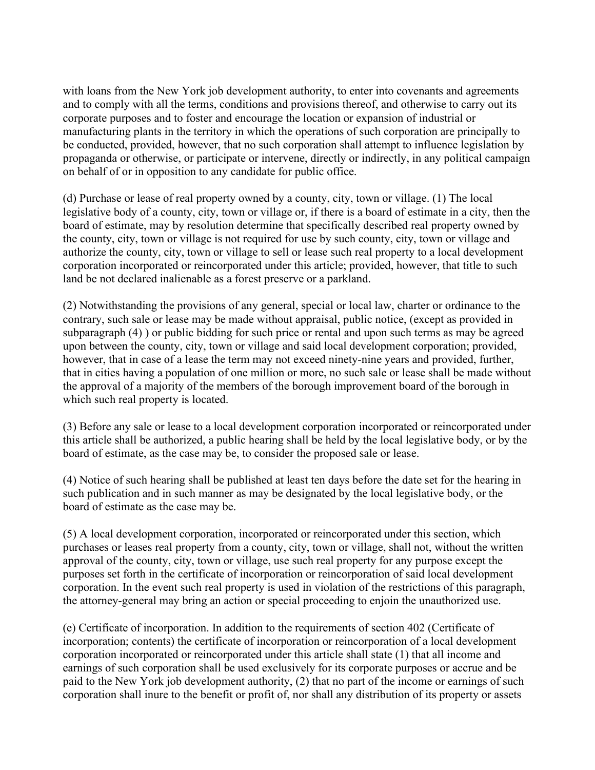with loans from the New York job development authority, to enter into covenants and agreements and to comply with all the terms, conditions and provisions thereof, and otherwise to carry out its corporate purposes and to foster and encourage the location or expansion of industrial or manufacturing plants in the territory in which the operations of such corporation are principally to be conducted, provided, however, that no such corporation shall attempt to influence legislation by propaganda or otherwise, or participate or intervene, directly or indirectly, in any political campaign on behalf of or in opposition to any candidate for public office.

(d) Purchase or lease of real property owned by a county, city, town or village. (1) The local legislative body of a county, city, town or village or, if there is a board of estimate in a city, then the board of estimate, may by resolution determine that specifically described real property owned by the county, city, town or village is not required for use by such county, city, town or village and authorize the county, city, town or village to sell or lease such real property to a local development corporation incorporated or reincorporated under this article; provided, however, that title to such land be not declared inalienable as a forest preserve or a parkland.

(2) Notwithstanding the provisions of any general, special or local law, charter or ordinance to the contrary, such sale or lease may be made without appraisal, public notice, (except as provided in subparagraph (4) ) or public bidding for such price or rental and upon such terms as may be agreed upon between the county, city, town or village and said local development corporation; provided, however, that in case of a lease the term may not exceed ninety-nine years and provided, further, that in cities having a population of one million or more, no such sale or lease shall be made without the approval of a majority of the members of the borough improvement board of the borough in which such real property is located.

(3) Before any sale or lease to a local development corporation incorporated or reincorporated under this article shall be authorized, a public hearing shall be held by the local legislative body, or by the board of estimate, as the case may be, to consider the proposed sale or lease.

(4) Notice of such hearing shall be published at least ten days before the date set for the hearing in such publication and in such manner as may be designated by the local legislative body, or the board of estimate as the case may be.

(5) A local development corporation, incorporated or reincorporated under this section, which purchases or leases real property from a county, city, town or village, shall not, without the written approval of the county, city, town or village, use such real property for any purpose except the purposes set forth in the certificate of incorporation or reincorporation of said local development corporation. In the event such real property is used in violation of the restrictions of this paragraph, the attorney-general may bring an action or special proceeding to enjoin the unauthorized use.

(e) Certificate of incorporation. In addition to the requirements of section 402 (Certificate of incorporation; contents) the certificate of incorporation or reincorporation of a local development corporation incorporated or reincorporated under this article shall state (1) that all income and earnings of such corporation shall be used exclusively for its corporate purposes or accrue and be paid to the New York job development authority, (2) that no part of the income or earnings of such corporation shall inure to the benefit or profit of, nor shall any distribution of its property or assets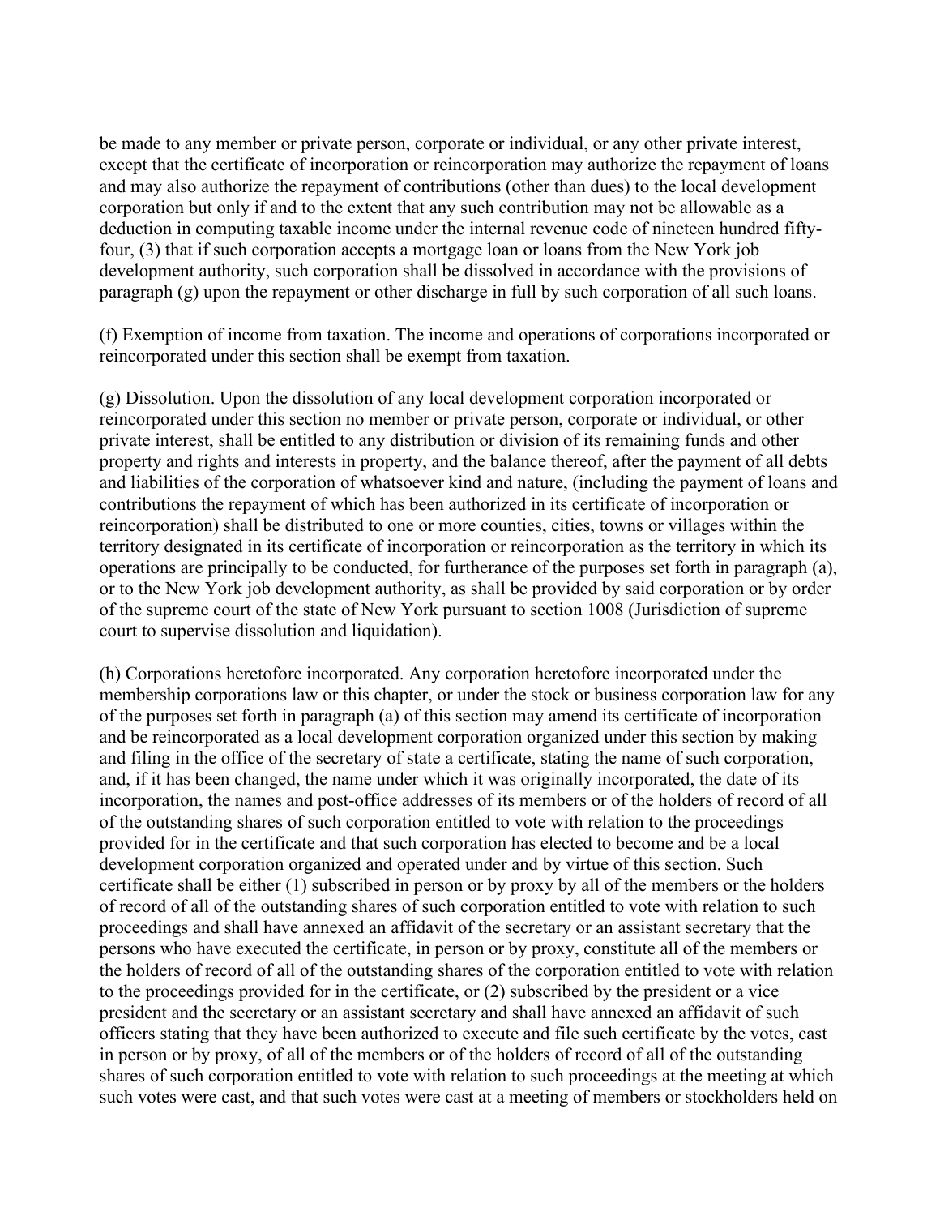be made to any member or private person, corporate or individual, or any other private interest, except that the certificate of incorporation or reincorporation may authorize the repayment of loans and may also authorize the repayment of contributions (other than dues) to the local development corporation but only if and to the extent that any such contribution may not be allowable as a deduction in computing taxable income under the internal revenue code of nineteen hundred fifty-four, (3) that if such corporation accepts a mortgage loan or loans from the New York job development authority, such corporation shall be dissolved in accordance with the provisions of paragraph (g) upon the repayment or other discharge in full by such corporation of all such loans.

(f) Exemption of income from taxation. The income and operations of corporations incorporated or reincorporated under this section shall be exempt from taxation.

(g) Dissolution. Upon the dissolution of any local development corporation incorporated or reincorporated under this section no member or private person, corporate or individual, or other private interest, shall be entitled to any distribution or division of its remaining funds and other property and rights and interests in property, and the balance thereof, after the payment of all debts and liabilities of the corporation of whatsoever kind and nature, (including the payment of loans and contributions the repayment of which has been authorized in its certificate of incorporation or reincorporation) shall be distributed to one or more counties, cities, towns or villages within the territory designated in its certificate of incorporation or reincorporation as the territory in which its operations are principally to be conducted, for furtherance of the purposes set forth in paragraph (a), or to the New York job development authority, as shall be provided by said corporation or by order of the supreme court of the state of New York pursuant to section 1008 (Jurisdiction of supreme court to supervise dissolution and liquidation).

(h) Corporations heretofore incorporated. Any corporation heretofore incorporated under the membership corporations law or this chapter, or under the stock or business corporation law for any of the purposes set forth in paragraph (a) of this section may amend its certificate of incorporation and be reincorporated as a local development corporation organized under this section by making and filing in the office of the secretary of state a certificate, stating the name of such corporation, and, if it has been changed, the name under which it was originally incorporated, the date of its incorporation, the names and post-office addresses of its members or of the holders of record of all of the outstanding shares of such corporation entitled to vote with relation to the proceedings provided for in the certificate and that such corporation has elected to become and be a local development corporation organized and operated under and by virtue of this section. Such certificate shall be either (1) subscribed in person or by proxy by all of the members or the holders of record of all of the outstanding shares of such corporation entitled to vote with relation to such proceedings and shall have annexed an affidavit of the secretary or an assistant secretary that the persons who have executed the certificate, in person or by proxy, constitute all of the members or the holders of record of all of the outstanding shares of the corporation entitled to vote with relation to the proceedings provided for in the certificate, or (2) subscribed by the president or a vice president and the secretary or an assistant secretary and shall have annexed an affidavit of such officers stating that they have been authorized to execute and file such certificate by the votes, cast in person or by proxy, of all of the members or of the holders of record of all of the outstanding shares of such corporation entitled to vote with relation to such proceedings at the meeting at which such votes were cast, and that such votes were cast at a meeting of members or stockholders held on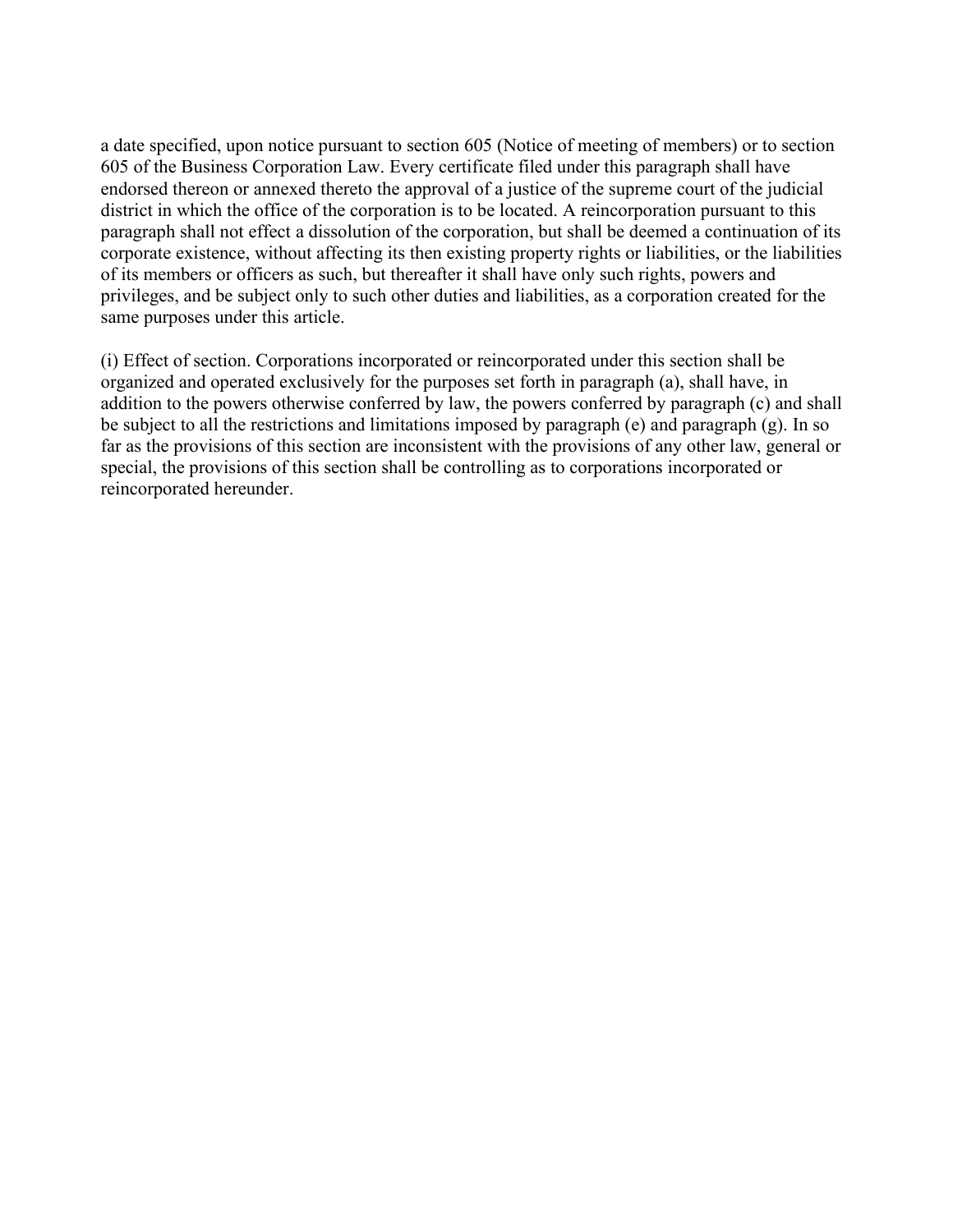a date specified, upon notice pursuant to section 605 (Notice of meeting of members) or to section 605 of the Business Corporation Law. Every certificate filed under this paragraph shall have endorsed thereon or annexed thereto the approval of a justice of the supreme court of the judicial district in which the office of the corporation is to be located. A reincorporation pursuant to this paragraph shall not effect a dissolution of the corporation, but shall be deemed a continuation of its corporate existence, without affecting its then existing property rights or liabilities, or the liabilities of its members or officers as such, but thereafter it shall have only such rights, powers and privileges, and be subject only to such other duties and liabilities, as a corporation created for the same purposes under this article.

(i) Effect of section. Corporations incorporated or reincorporated under this section shall be organized and operated exclusively for the purposes set forth in paragraph (a), shall have, in addition to the powers otherwise conferred by law, the powers conferred by paragraph (c) and shall be subject to all the restrictions and limitations imposed by paragraph (e) and paragraph (g). In so far as the provisions of this section are inconsistent with the provisions of any other law, general or special, the provisions of this section shall be controlling as to corporations incorporated or reincorporated hereunder.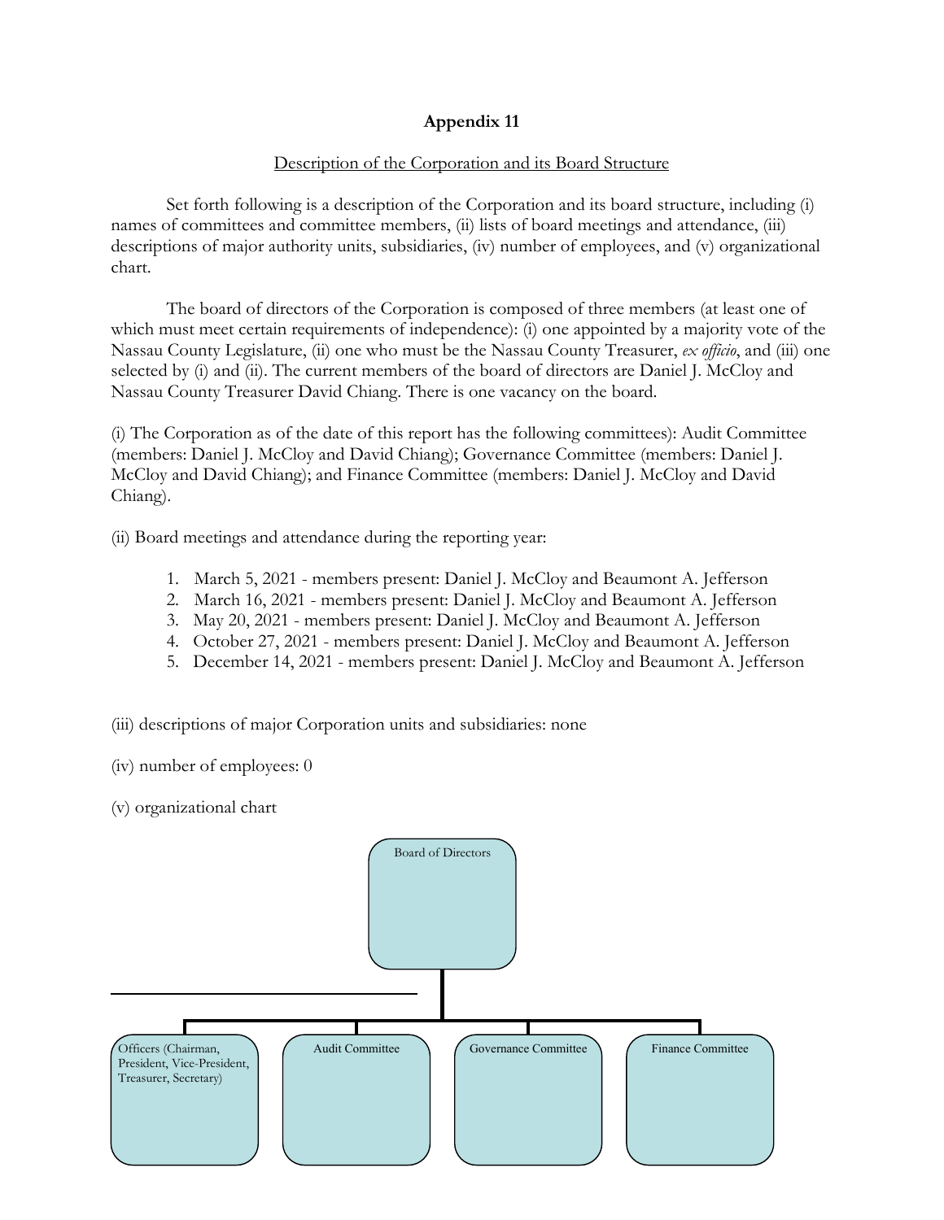# Appendix 11

Description of the Corporation and its Board Structure

Set forth following is a description of the Corporation and its board structure, including (i) names of committees and committee members, (ii) lists of board meetings and attendance, (iii) descriptions of major authority units, subsidiaries, (iv) number of employees, and (v) organizational chart.

The board of directors of the Corporation is composed of three members (at least one of which must meet certain requirements of independence): (i) one appointed by a majority vote of the Nassau County Legislature, (ii) one who must be the Nassau County Treasurer, *ex officio*, and (iii) one selected by (i) and (ii). The current members of the board of directors are Daniel J. McCloy and Nassau County Treasurer David Chiang. There is one vacancy on the board.

(i) The Corporation as of the date of this report has the following committees): Audit Committee (members: Daniel J. McCloy and David Chiang); Governance Committee (members: Daniel J. McCloy and David Chiang); and Finance Committee (members: Daniel J. McCloy and David Chiang).

(ii) Board meetings and attendance during the reporting year:

1. March 5, 2021 - members present: Daniel J. McCloy and Beaumont A. Jefferson
2. March 16, 2021 - members present: Daniel J. McCloy and Beaumont A. Jefferson
3. May 20, 2021 - members present: Daniel J. McCloy and Beaumont A. Jefferson
4. October 27, 2021 - members present: Daniel J. McCloy and Beaumont A. Jefferson
5. December 14, 2021 - members present: Daniel J. McCloy and Beaumont A. Jefferson

(iii) descriptions of major Corporation units and subsidiaries: none

(iv) number of employees: 0

(v) organizational chart

Board of Directors

Officers (Chairman, President, Vice-President, Treasurer, Secretary)

Audit Committee

Governance Committee

Finance Committee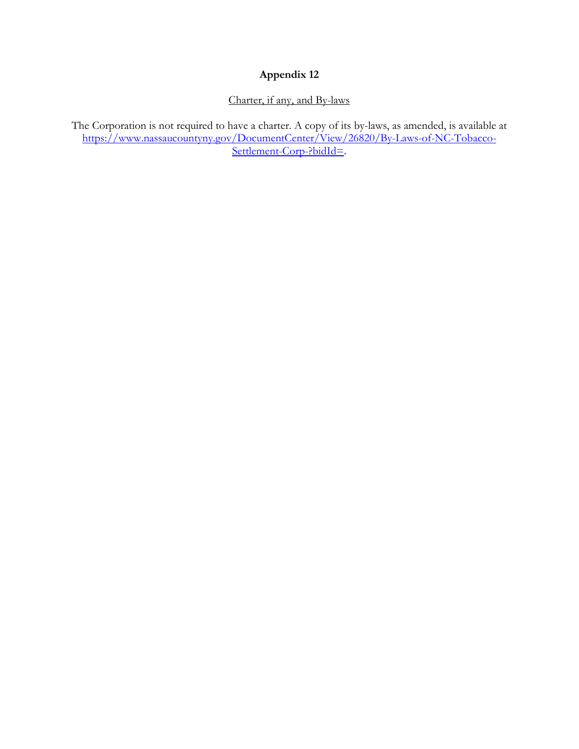# Appendix 12

Charter, if any, and By-laws

The Corporation is not required to have a charter. A copy of its by-laws, as amended, is available at https://www.nassaucountyny.gov/DocumentCenter/View/26820/By-Laws-of-NC-Tobacco-Settlement-Corp-?bidId=.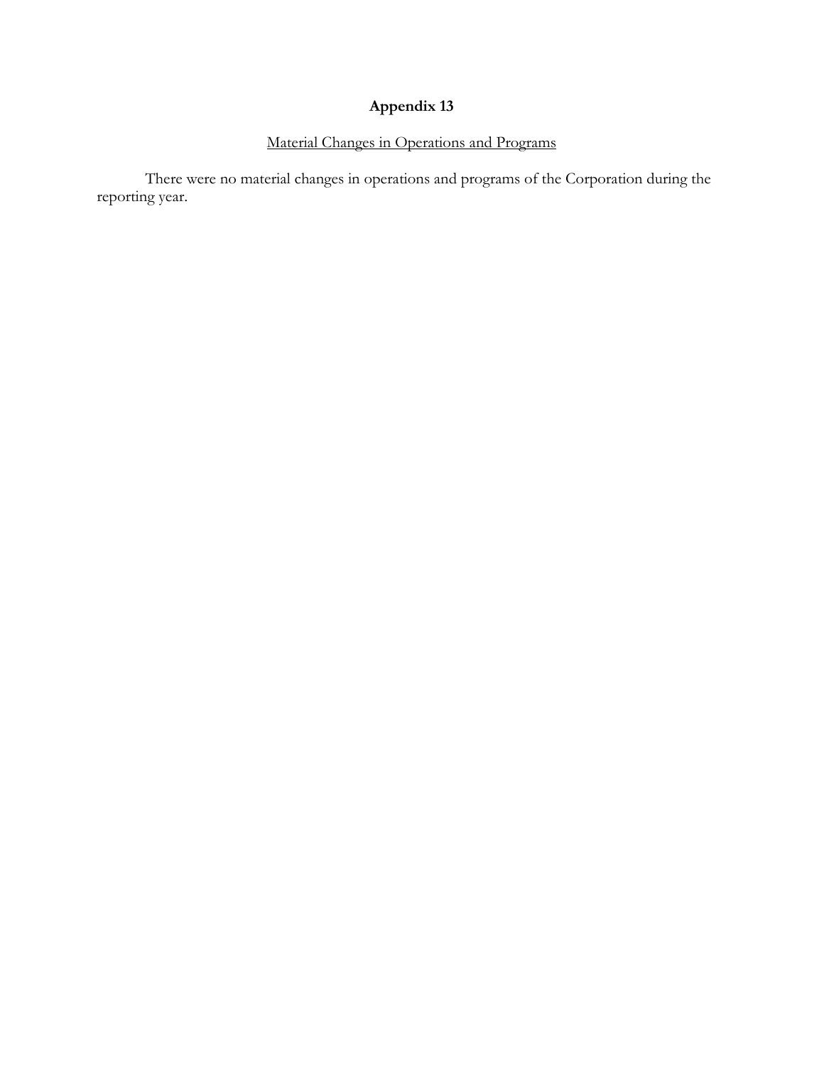# Appendix 13

## Material Changes in Operations and Programs

There were no material changes in operations and programs of the Corporation during the reporting year.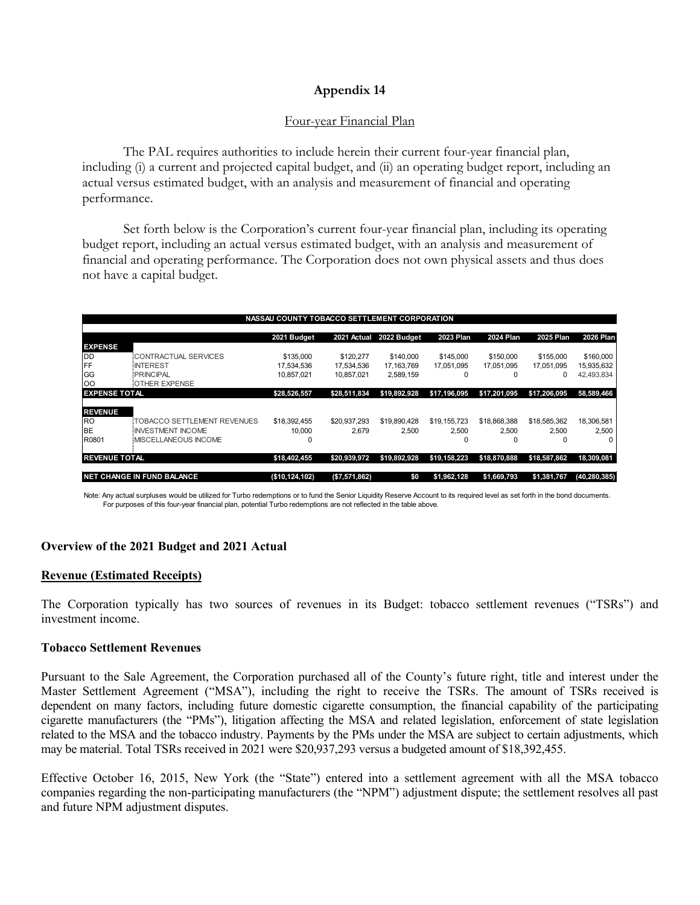# Appendix 14

## Four-year Financial Plan

The PAL requires authorities to include herein their current four-year financial plan, including (i) a current and projected capital budget, and (ii) an operating budget report, including an actual versus estimated budget, with an analysis and measurement of financial and operating performance.

Set forth below is the Corporation's current four-year financial plan, including its operating budget report, including an actual versus estimated budget, with an analysis and measurement of financial and operating performance. The Corporation does not own physical assets and thus does not have a capital budget.

| NASSAU COUNTY TOBACCO SETTLEMENT CORPORATION | | | | | | | | |
|---|---|---|---|---|---|---|---|---|
| | | 2021 Budget | 2021 Actual | 2022 Budget | 2023 Plan | 2024 Plan | 2025 Plan | 2026 Plan |
| **EXPENSE** | | | | | | | | |
| DD | CONTRACTUAL SERVICES | $135,000 | $120,277 | $140,000 | $145,000 | $150,000 | $155,000 | $160,000 |
| FF | INTEREST | 17,534,536 | 17,534,536 | 17,163,769 | 17,051,095 | 17,051,095 | 17,051,095 | 15,935,632 |
| GG | PRINCIPAL | 10,857,021 | 10,857,021 | 2,589,159 | 0 | 0 | 0 | 42,493,834 |
| OO | OTHER EXPENSE | | | | | | | |
| **EXPENSE TOTAL** | | **$28,526,557** | **$28,511,834** | **$19,892,928** | **$17,196,095** | **$17,201,095** | **$17,206,095** | **58,589,466** |
| **REVENUE** | | | | | | | | |
| RO | TOBACCO SETTLEMENT REVENUES | $18,392,455 | $20,937,293 | $19,890,428 | $19,155,723 | $18,868,388 | $18,585,362 | 18,306,581 |
| BE | INVESTMENT INCOME | 10,000 | 2,679 | 2,500 | 2,500 | 2,500 | 2,500 | 2,500 |
| R0801 | MISCELLANEOUS INCOME | 0 | | | 0 | 0 | 0 | 0 |
| **REVENUE TOTAL** | | **$18,402,455** | **$20,939,972** | **$19,892,928** | **$19,158,223** | **$18,870,888** | **$18,587,862** | **18,309,081** |
| **NET CHANGE IN FUND BALANCE** | | **($10,124,102)** | **($7,571,862)** | **$0** | **$1,962,128** | **$1,669,793** | **$1,381,767** | **(40,280,385)** |

Note: Any actual surpluses would be utilized for Turbo redemptions or to fund the Senior Liquidity Reserve Account to its required level as set forth in the bond documents. For purposes of this four-year financial plan, potential Turbo redemptions are not reflected in the table above.

### Overview of the 2021 Budget and 2021 Actual

#### Revenue (Estimated Receipts)

The Corporation typically has two sources of revenues in its Budget: tobacco settlement revenues ("TSRs") and investment income.

#### Tobacco Settlement Revenues

Pursuant to the Sale Agreement, the Corporation purchased all of the County's future right, title and interest under the Master Settlement Agreement ("MSA"), including the right to receive the TSRs. The amount of TSRs received is dependent on many factors, including future domestic cigarette consumption, the financial capability of the participating cigarette manufacturers (the "PMs"), litigation affecting the MSA and related legislation, enforcement of state legislation related to the MSA and the tobacco industry. Payments by the PMs under the MSA are subject to certain adjustments, which may be material. Total TSRs received in 2021 were $20,937,293 versus a budgeted amount of $18,392,455.

Effective October 16, 2015, New York (the "State") entered into a settlement agreement with all the MSA tobacco companies regarding the non-participating manufacturers (the "NPM") adjustment dispute; the settlement resolves all past and future NPM adjustment disputes.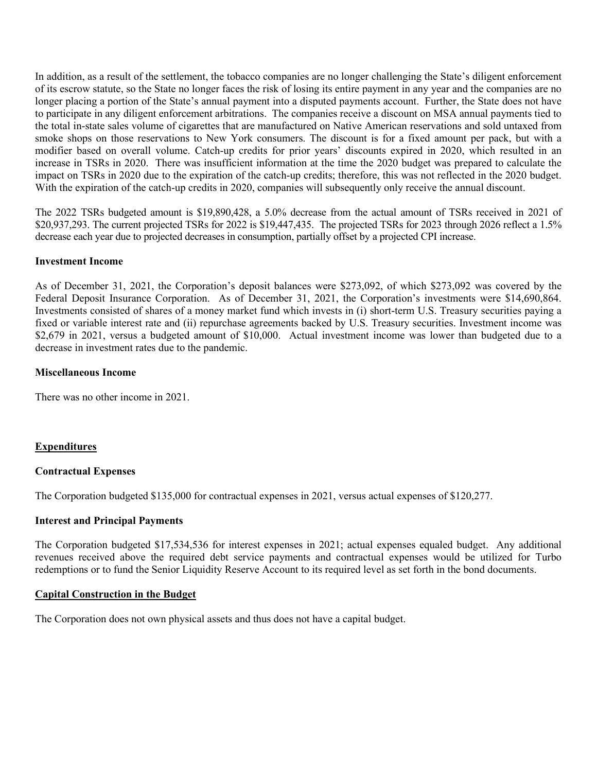In addition, as a result of the settlement, the tobacco companies are no longer challenging the State's diligent enforcement of its escrow statute, so the State no longer faces the risk of losing its entire payment in any year and the companies are no longer placing a portion of the State's annual payment into a disputed payments account. Further, the State does not have to participate in any diligent enforcement arbitrations. The companies receive a discount on MSA annual payments tied to the total in-state sales volume of cigarettes that are manufactured on Native American reservations and sold untaxed from smoke shops on those reservations to New York consumers. The discount is for a fixed amount per pack, but with a modifier based on overall volume. Catch-up credits for prior years' discounts expired in 2020, which resulted in an increase in TSRs in 2020. There was insufficient information at the time the 2020 budget was prepared to calculate the impact on TSRs in 2020 due to the expiration of the catch-up credits; therefore, this was not reflected in the 2020 budget. With the expiration of the catch-up credits in 2020, companies will subsequently only receive the annual discount.

The 2022 TSRs budgeted amount is $19,890,428, a 5.0% decrease from the actual amount of TSRs received in 2021 of $20,937,293. The current projected TSRs for 2022 is $19,447,435. The projected TSRs for 2023 through 2026 reflect a 1.5% decrease each year due to projected decreases in consumption, partially offset by a projected CPI increase.

**Investment Income**

As of December 31, 2021, the Corporation's deposit balances were $273,092, of which $273,092 was covered by the Federal Deposit Insurance Corporation. As of December 31, 2021, the Corporation's investments were $14,690,864. Investments consisted of shares of a money market fund which invests in (i) short-term U.S. Treasury securities paying a fixed or variable interest rate and (ii) repurchase agreements backed by U.S. Treasury securities. Investment income was $2,679 in 2021, versus a budgeted amount of $10,000. Actual investment income was lower than budgeted due to a decrease in investment rates due to the pandemic.

**Miscellaneous Income**

There was no other income in 2021.

## Expenditures

**Contractual Expenses**

The Corporation budgeted $135,000 for contractual expenses in 2021, versus actual expenses of $120,277.

**Interest and Principal Payments**

The Corporation budgeted $17,534,536 for interest expenses in 2021; actual expenses equaled budget. Any additional revenues received above the required debt service payments and contractual expenses would be utilized for Turbo redemptions or to fund the Senior Liquidity Reserve Account to its required level as set forth in the bond documents.

## Capital Construction in the Budget

The Corporation does not own physical assets and thus does not have a capital budget.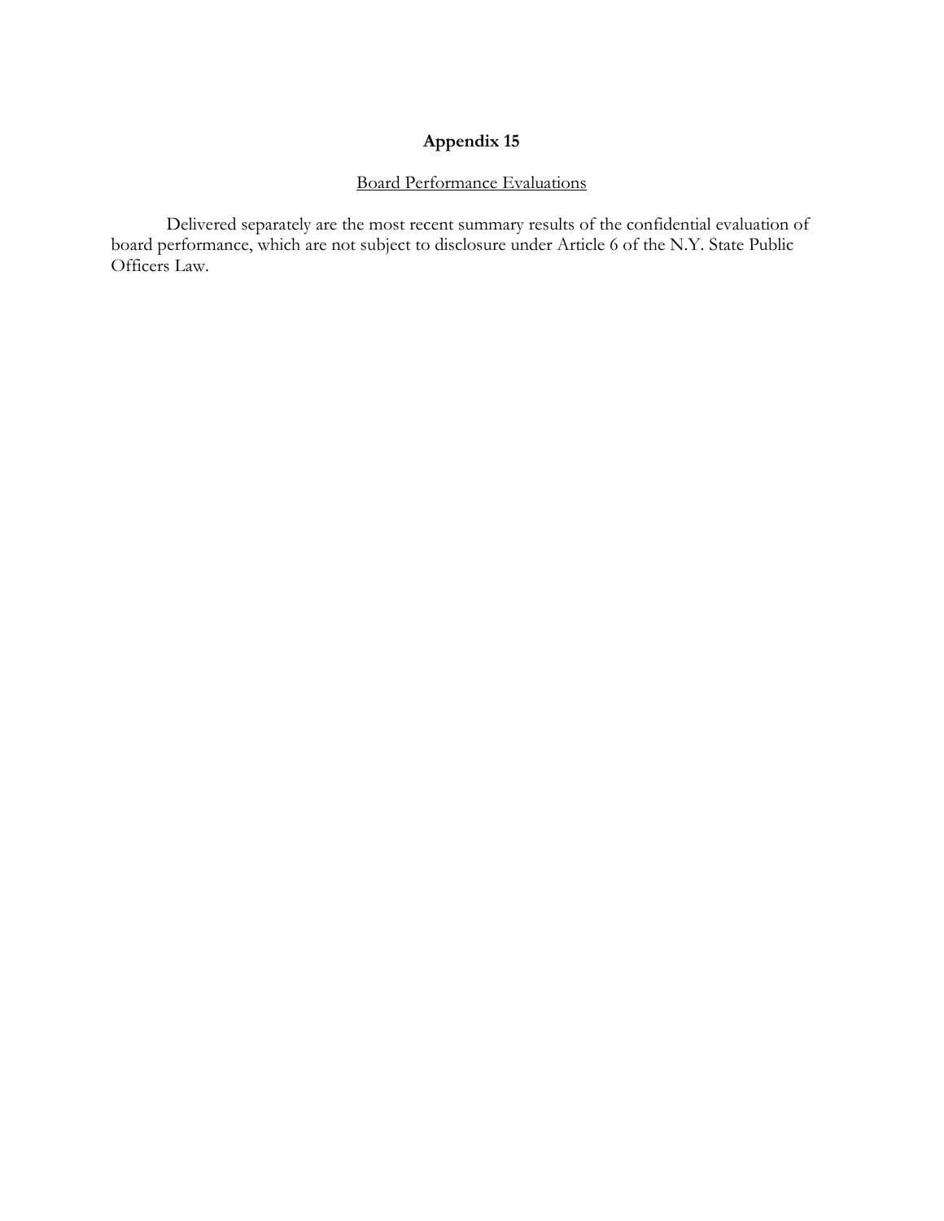# Appendix 15

<u>Board Performance Evaluations</u>

Delivered separately are the most recent summary results of the confidential evaluation of board performance, which are not subject to disclosure under Article 6 of the N.Y. State Public Officers Law.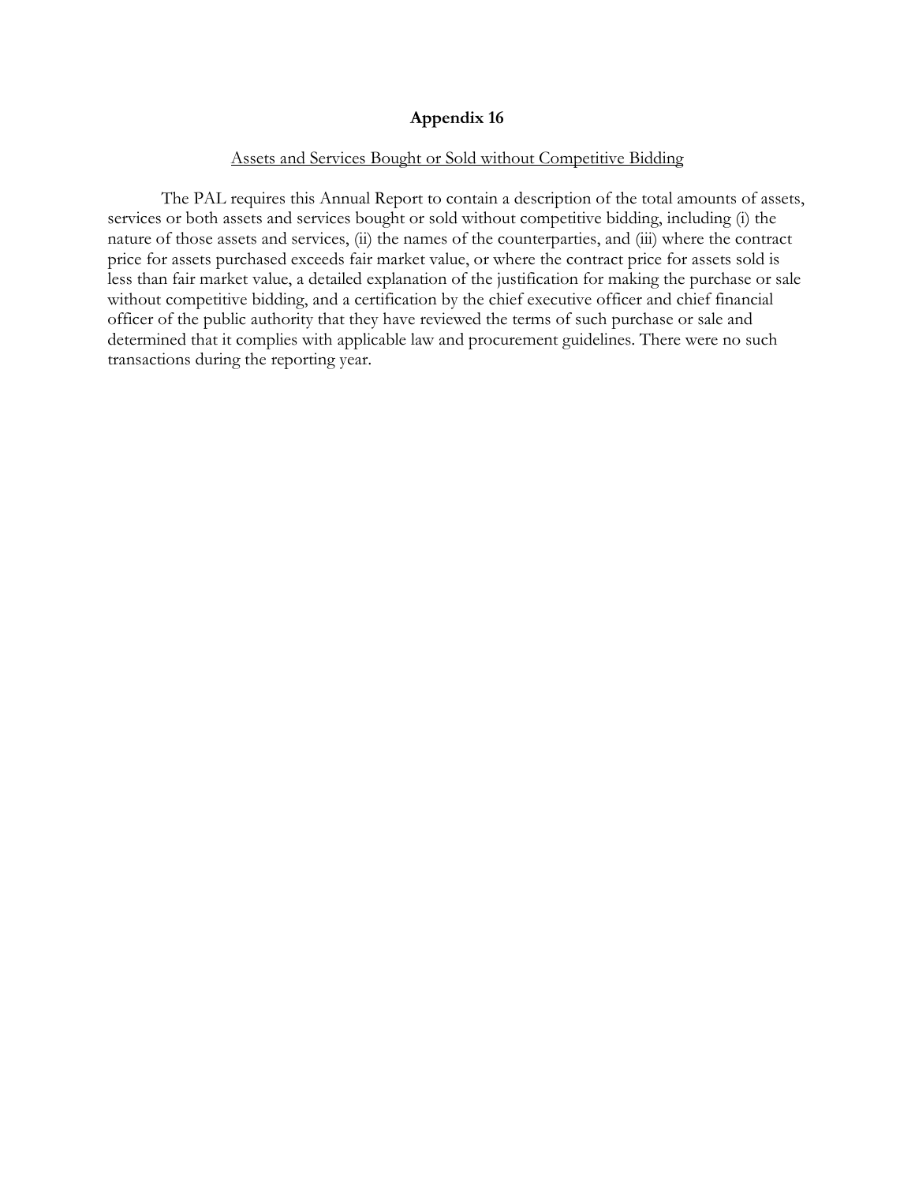# Appendix 16

<u>Assets and Services Bought or Sold without Competitive Bidding</u>

The PAL requires this Annual Report to contain a description of the total amounts of assets, services or both assets and services bought or sold without competitive bidding, including (i) the nature of those assets and services, (ii) the names of the counterparties, and (iii) where the contract price for assets purchased exceeds fair market value, or where the contract price for assets sold is less than fair market value, a detailed explanation of the justification for making the purchase or sale without competitive bidding, and a certification by the chief executive officer and chief financial officer of the public authority that they have reviewed the terms of such purchase or sale and determined that it complies with applicable law and procurement guidelines. There were no such transactions during the reporting year.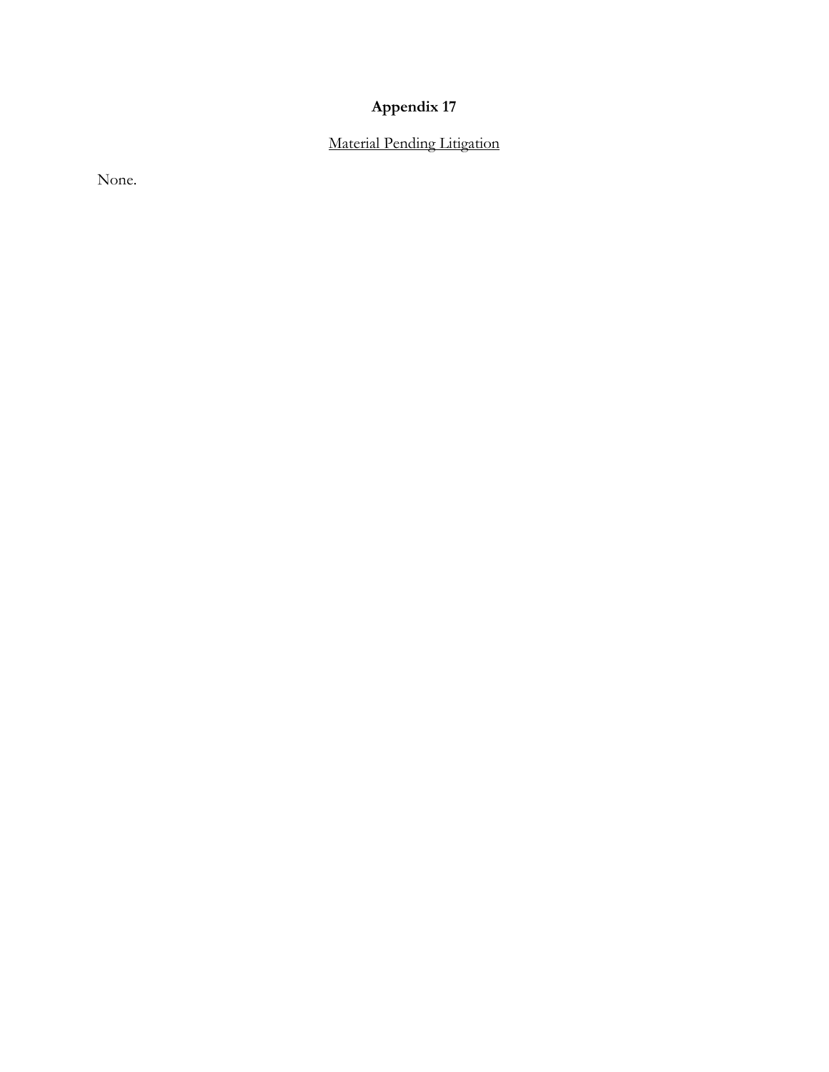# Appendix 17

Material Pending Litigation

None.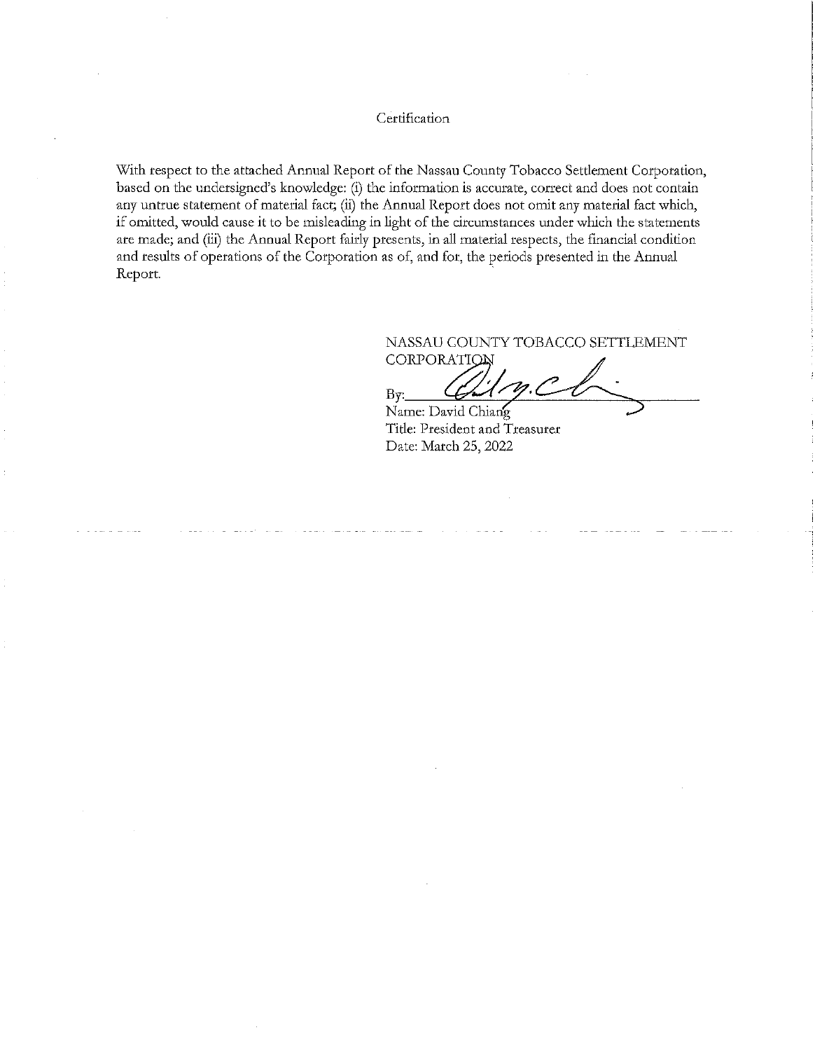# Certification

With respect to the attached Annual Report of the Nassau County Tobacco Settlement Corporation, based on the undersigned's knowledge: (i) the information is accurate, correct and does not contain any untrue statement of material fact; (ii) the Annual Report does not omit any material fact which, if omitted, would cause it to be misleading in light of the circumstances under which the statements are made; and (iii) the Annual Report fairly presents, in all material respects, the financial condition and results of operations of the Corporation as of, and for, the periods presented in the Annual Report.

NASSAU COUNTY TOBACCO SETTLEMENT CORPORATION

By:\_\_\_\_\_\_\_\_\_\_\_\_\_\_\_\_\_\_\_\_

Name: David Chiang

Title: President and Treasurer

Date: March 25, 2022